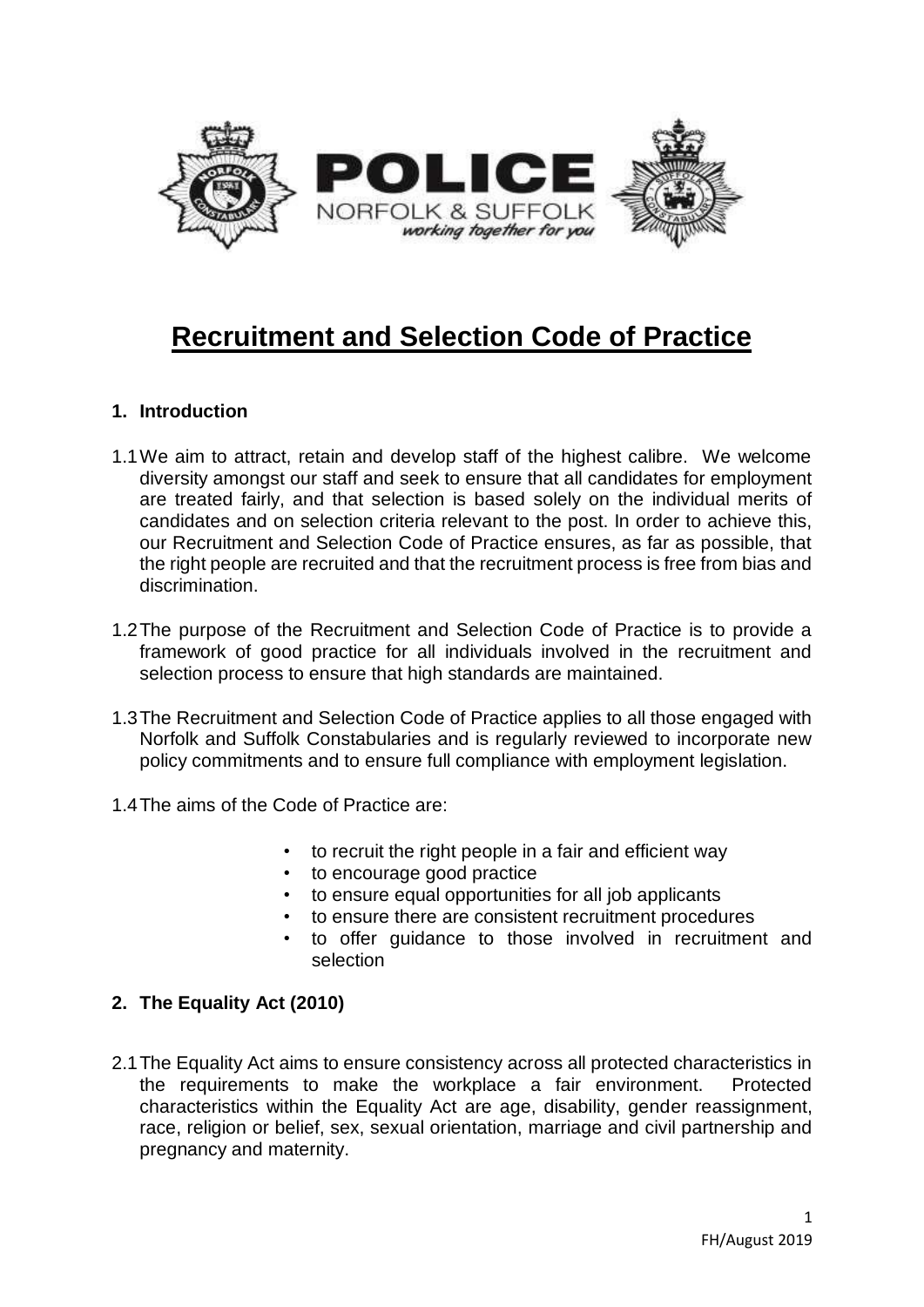# Recruitment and Selection Code of Practice

## 1. Introduction

1.1 We aim to attract, retain and develop staff of the highest calibre. We welcome diversity amongst our staff and seek to ensure that all candidates for employment are treated fairly, and that selection is based solely on the individual merits of candidates and on selection criteria relevant to the post. In order to achieve this, our Recruitment and Selection Code of Practice ensures, as far as possible, that the right people are recruited and that the recruitment process is free from bias and discrimination.

1.2 The purpose of the Recruitment and Selection Code of Practice is to provide a framework of good practice for all individuals involved in the recruitment and selection process to ensure that high standards are maintained.

1.3 The Recruitment and Selection Code of Practice applies to all those engaged with Norfolk and Suffolk Constabularies and is regularly reviewed to incorporate new policy commitments and to ensure full compliance with employment legislation.

1.4 The aims of the Code of Practice are:

- to recruit the right people in a fair and efficient way
- to encourage good practice
- to ensure equal opportunities for all job applicants
- to ensure there are consistent recruitment procedures
- to offer guidance to those involved in recruitment and selection

## 2. The Equality Act (2010)

2.1 The Equality Act aims to ensure consistency across all protected characteristics in the requirements to make the workplace a fair environment. Protected characteristics within the Equality Act are age, disability, gender reassignment, race, religion or belief, sex, sexual orientation, marriage and civil partnership and pregnancy and maternity.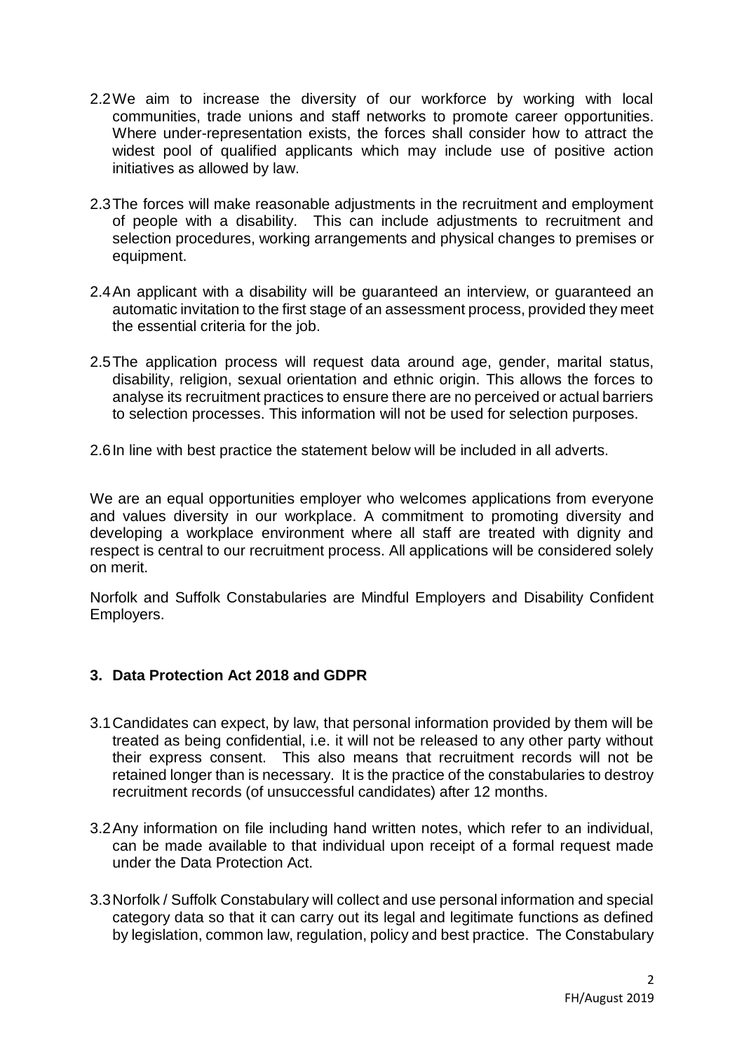2.2 We aim to increase the diversity of our workforce by working with local communities, trade unions and staff networks to promote career opportunities. Where under-representation exists, the forces shall consider how to attract the widest pool of qualified applicants which may include use of positive action initiatives as allowed by law.

2.3 The forces will make reasonable adjustments in the recruitment and employment of people with a disability. This can include adjustments to recruitment and selection procedures, working arrangements and physical changes to premises or equipment.

2.4 An applicant with a disability will be guaranteed an interview, or guaranteed an automatic invitation to the first stage of an assessment process, provided they meet the essential criteria for the job.

2.5 The application process will request data around age, gender, marital status, disability, religion, sexual orientation and ethnic origin. This allows the forces to analyse its recruitment practices to ensure there are no perceived or actual barriers to selection processes. This information will not be used for selection purposes.

2.6 In line with best practice the statement below will be included in all adverts.

We are an equal opportunities employer who welcomes applications from everyone and values diversity in our workplace. A commitment to promoting diversity and developing a workplace environment where all staff are treated with dignity and respect is central to our recruitment process. All applications will be considered solely on merit.

Norfolk and Suffolk Constabularies are Mindful Employers and Disability Confident Employers.

### 3. Data Protection Act 2018 and GDPR

3.1 Candidates can expect, by law, that personal information provided by them will be treated as being confidential, i.e. it will not be released to any other party without their express consent. This also means that recruitment records will not be retained longer than is necessary. It is the practice of the constabularies to destroy recruitment records (of unsuccessful candidates) after 12 months.

3.2 Any information on file including hand written notes, which refer to an individual, can be made available to that individual upon receipt of a formal request made under the Data Protection Act.

3.3 Norfolk / Suffolk Constabulary will collect and use personal information and special category data so that it can carry out its legal and legitimate functions as defined by legislation, common law, regulation, policy and best practice. The Constabulary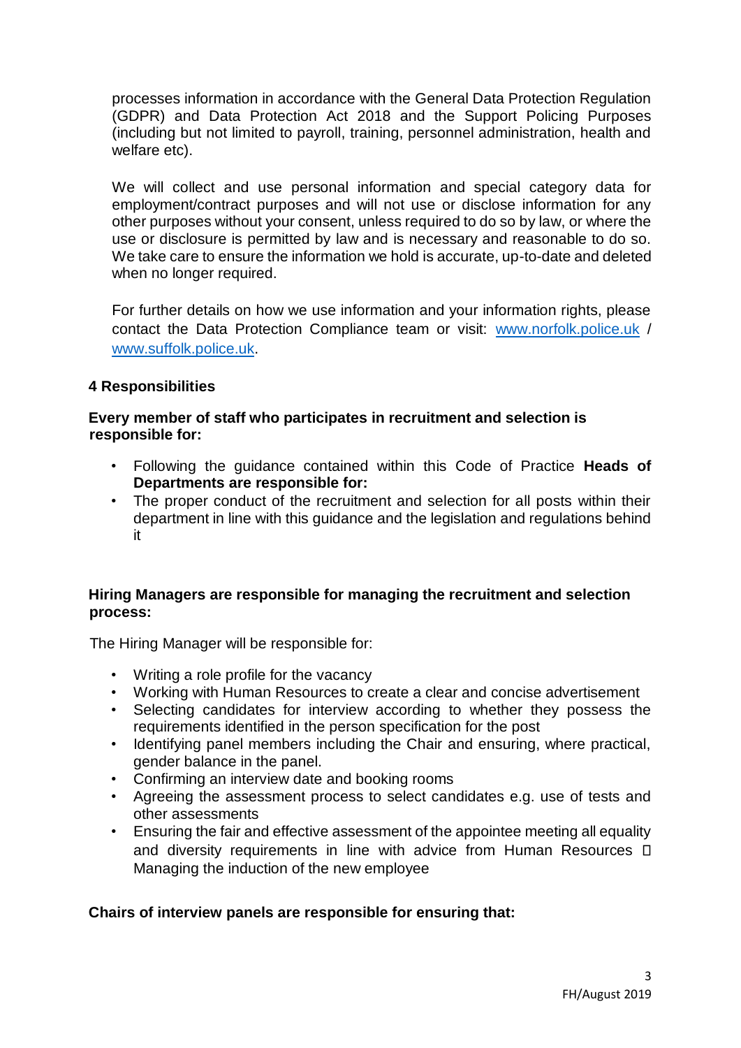processes information in accordance with the General Data Protection Regulation (GDPR) and Data Protection Act 2018 and the Support Policing Purposes (including but not limited to payroll, training, personnel administration, health and welfare etc).

We will collect and use personal information and special category data for employment/contract purposes and will not use or disclose information for any other purposes without your consent, unless required to do so by law, or where the use or disclosure is permitted by law and is necessary and reasonable to do so. We take care to ensure the information we hold is accurate, up-to-date and deleted when no longer required.

For further details on how we use information and your information rights, please contact the Data Protection Compliance team or visit: www.norfolk.police.uk / www.suffolk.police.uk.

## 4 Responsibilities

**Every member of staff who participates in recruitment and selection is responsible for:**

- Following the guidance contained within this Code of Practice **Heads of Departments are responsible for:**
- The proper conduct of the recruitment and selection for all posts within their department in line with this guidance and the legislation and regulations behind it

**Hiring Managers are responsible for managing the recruitment and selection process:**

The Hiring Manager will be responsible for:

- Writing a role profile for the vacancy
- Working with Human Resources to create a clear and concise advertisement
- Selecting candidates for interview according to whether they possess the requirements identified in the person specification for the post
- Identifying panel members including the Chair and ensuring, where practical, gender balance in the panel.
- Confirming an interview date and booking rooms
- Agreeing the assessment process to select candidates e.g. use of tests and other assessments
- Ensuring the fair and effective assessment of the appointee meeting all equality and diversity requirements in line with advice from Human Resources  Managing the induction of the new employee

**Chairs of interview panels are responsible for ensuring that:**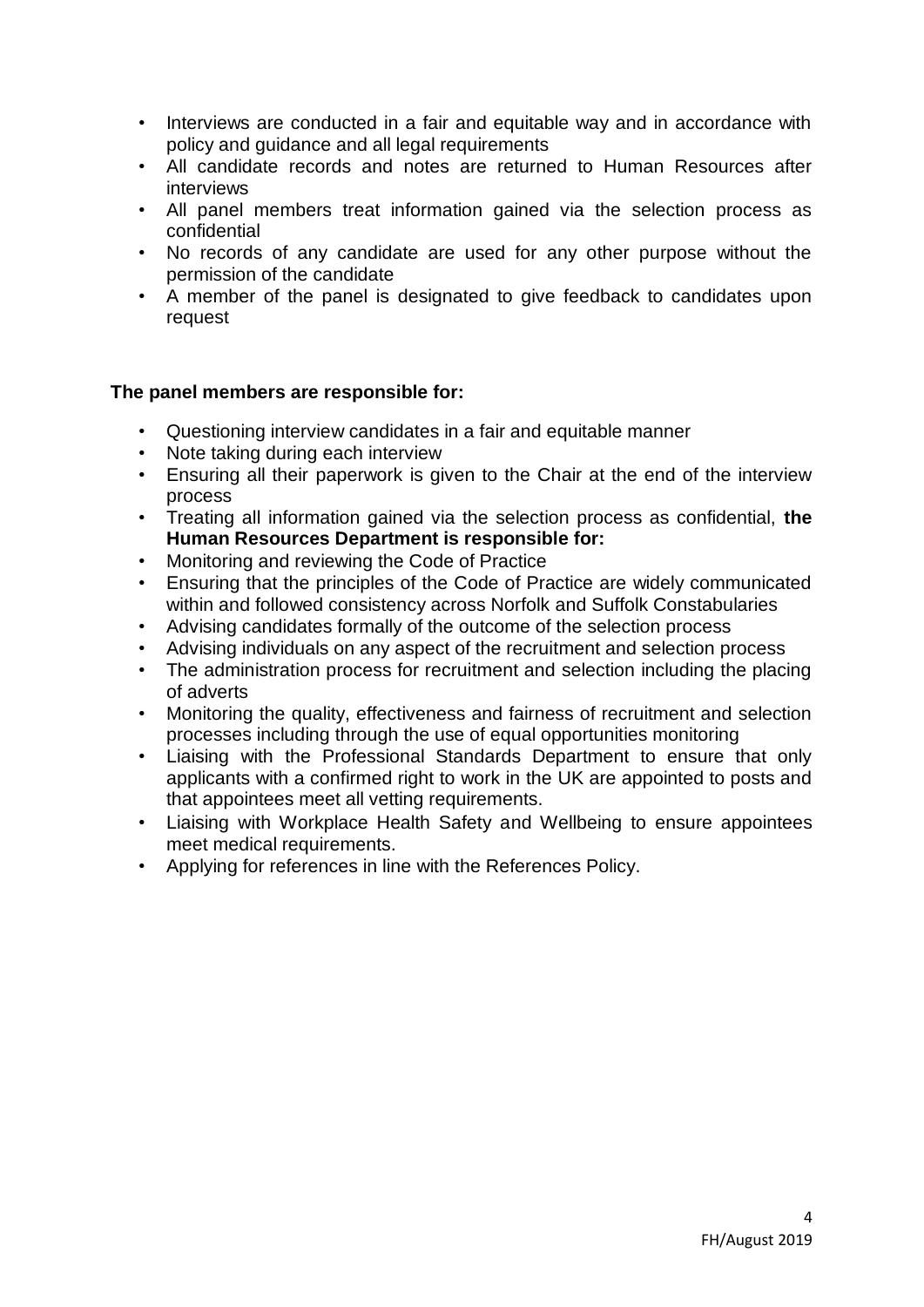- Interviews are conducted in a fair and equitable way and in accordance with policy and guidance and all legal requirements
- All candidate records and notes are returned to Human Resources after interviews
- All panel members treat information gained via the selection process as confidential
- No records of any candidate are used for any other purpose without the permission of the candidate
- A member of the panel is designated to give feedback to candidates upon request

**The panel members are responsible for:**

- Questioning interview candidates in a fair and equitable manner
- Note taking during each interview
- Ensuring all their paperwork is given to the Chair at the end of the interview process
- Treating all information gained via the selection process as confidential, **the Human Resources Department is responsible for:**
- Monitoring and reviewing the Code of Practice
- Ensuring that the principles of the Code of Practice are widely communicated within and followed consistency across Norfolk and Suffolk Constabularies
- Advising candidates formally of the outcome of the selection process
- Advising individuals on any aspect of the recruitment and selection process
- The administration process for recruitment and selection including the placing of adverts
- Monitoring the quality, effectiveness and fairness of recruitment and selection processes including through the use of equal opportunities monitoring
- Liaising with the Professional Standards Department to ensure that only applicants with a confirmed right to work in the UK are appointed to posts and that appointees meet all vetting requirements.
- Liaising with Workplace Health Safety and Wellbeing to ensure appointees meet medical requirements.
- Applying for references in line with the References Policy.